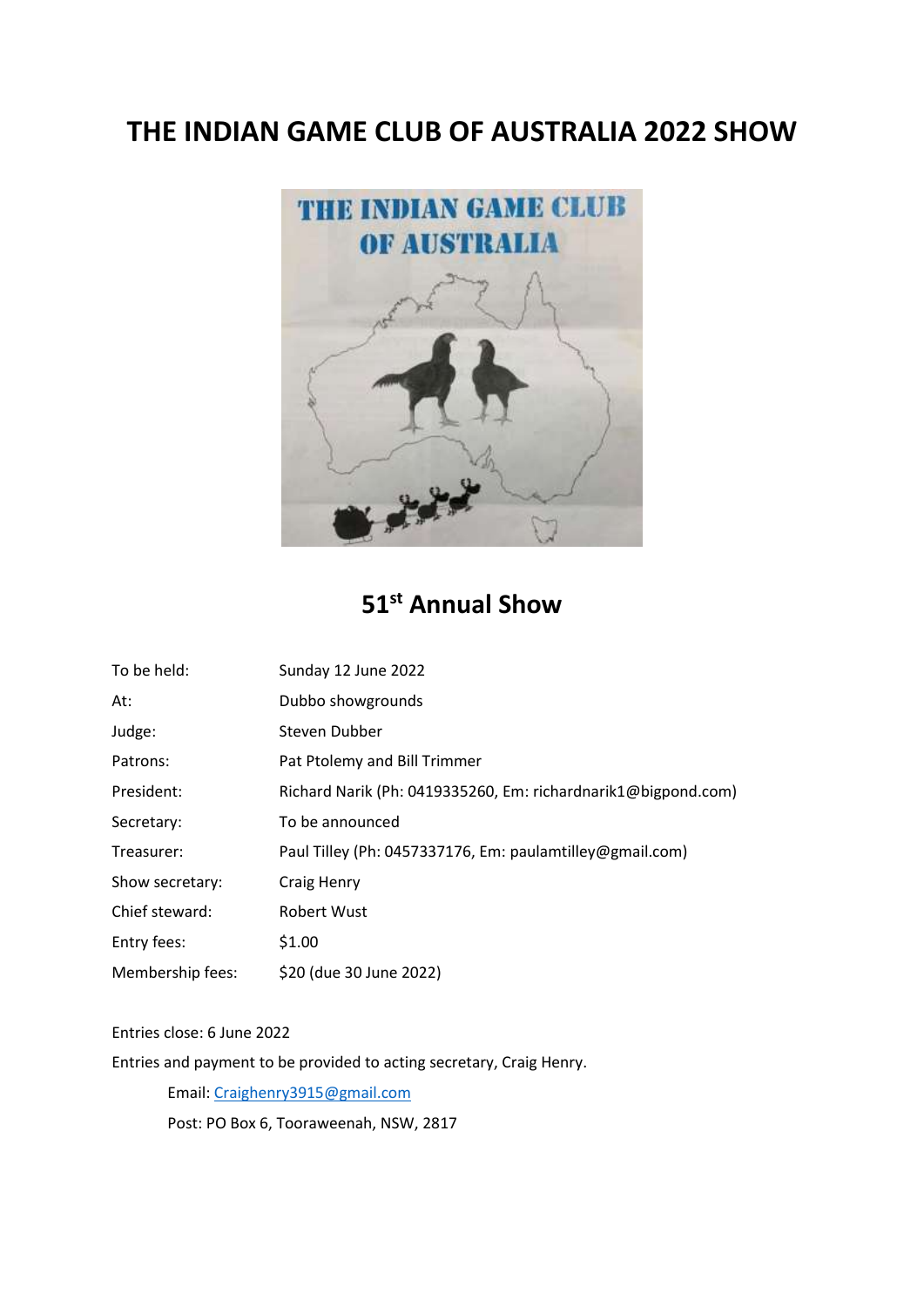# THE INDIAN GAME CLUB OF AUSTRALIA 2022 SHOW

## 51st Annual Show

| | |
|---|---|
| To be held: | Sunday 12 June 2022 |
| At: | Dubbo showgrounds |
| Judge: | Steven Dubber |
| Patrons: | Pat Ptolemy and Bill Trimmer |
| President: | Richard Narik (Ph: 0419335260, Em: richardnarik1@bigpond.com) |
| Secretary: | To be announced |
| Treasurer: | Paul Tilley (Ph: 0457337176, Em: paulamtilley@gmail.com) |
| Show secretary: | Craig Henry |
| Chief steward: | Robert Wust |
| Entry fees: | $1.00 |
| Membership fees: | $20 (due 30 June 2022) |

Entries close: 6 June 2022

Entries and payment to be provided to acting secretary, Craig Henry.

Email: Craighenry3915@gmail.com

Post: PO Box 6, Tooraweenah, NSW, 2817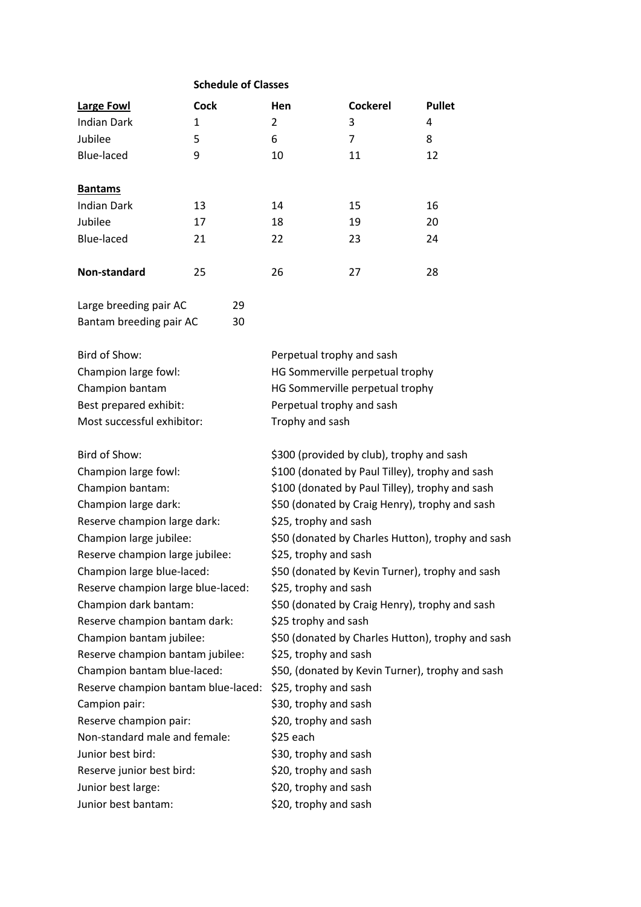**Schedule of Classes**

| Large Fowl | Cock | Hen | Cockerel | Pullet |
|---|---|---|---|---|
| Indian Dark | 1 | 2 | 3 | 4 |
| Jubilee | 5 | 6 | 7 | 8 |
| Blue-laced | 9 | 10 | 11 | 12 |
| **Bantams** | | | | |
| Indian Dark | 13 | 14 | 15 | 16 |
| Jubilee | 17 | 18 | 19 | 20 |
| Blue-laced | 21 | 22 | 23 | 24 |
| **Non-standard** | 25 | 26 | 27 | 28 |

| | |
|---|---|
| Large breeding pair AC | 29 |
| Bantam breeding pair AC | 30 |

| | |
|---|---|
| Bird of Show: | Perpetual trophy and sash |
| Champion large fowl: | HG Sommerville perpetual trophy |
| Champion bantam | HG Sommerville perpetual trophy |
| Best prepared exhibit: | Perpetual trophy and sash |
| Most successful exhibitor: | Trophy and sash |

| | |
|---|---|
| Bird of Show: | $300 (provided by club), trophy and sash |
| Champion large fowl: | $100 (donated by Paul Tilley), trophy and sash |
| Champion bantam: | $100 (donated by Paul Tilley), trophy and sash |
| Champion large dark: | $50 (donated by Craig Henry), trophy and sash |
| Reserve champion large dark: | $25, trophy and sash |
| Champion large jubilee: | $50 (donated by Charles Hutton), trophy and sash |
| Reserve champion large jubilee: | $25, trophy and sash |
| Champion large blue-laced: | $50 (donated by Kevin Turner), trophy and sash |
| Reserve champion large blue-laced: | $25, trophy and sash |
| Champion dark bantam: | $50 (donated by Craig Henry), trophy and sash |
| Reserve champion bantam dark: | $25 trophy and sash |
| Champion bantam jubilee: | $50 (donated by Charles Hutton), trophy and sash |
| Reserve champion bantam jubilee: | $25, trophy and sash |
| Champion bantam blue-laced: | $50, (donated by Kevin Turner), trophy and sash |
| Reserve champion bantam blue-laced: | $25, trophy and sash |
| Campion pair: | $30, trophy and sash |
| Reserve champion pair: | $20, trophy and sash |
| Non-standard male and female: | $25 each |
| Junior best bird: | $30, trophy and sash |
| Reserve junior best bird: | $20, trophy and sash |
| Junior best large: | $20, trophy and sash |
| Junior best bantam: | $20, trophy and sash |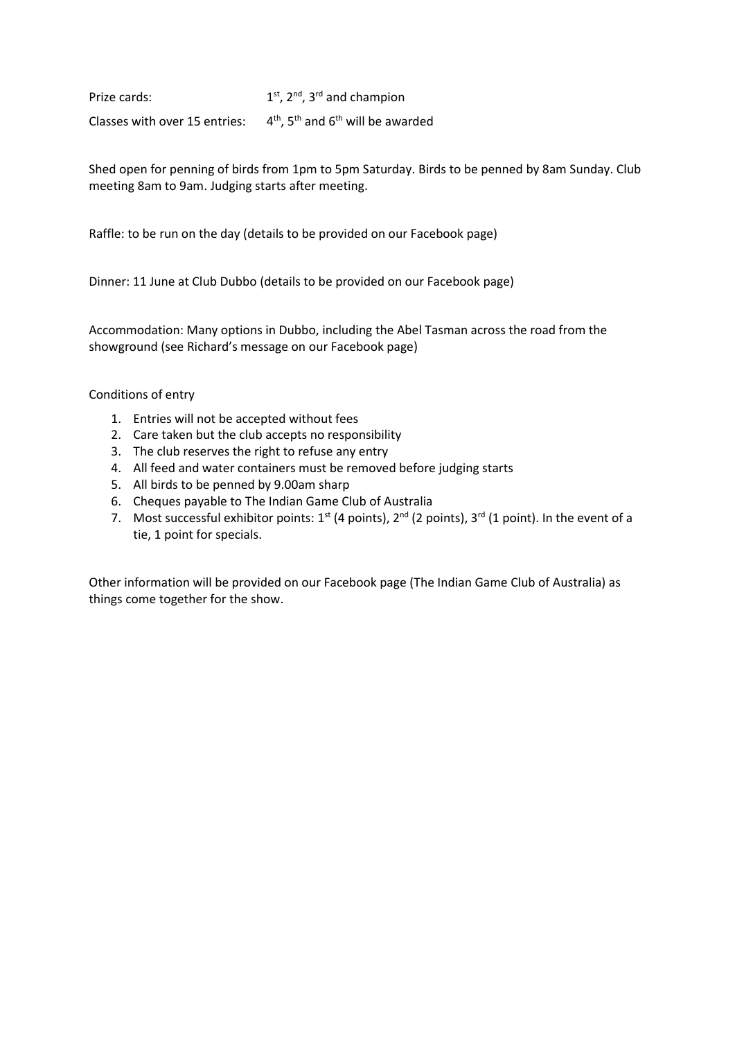Prize cards: 1st, 2nd, 3rd and champion

Classes with over 15 entries: 4th, 5th and 6th will be awarded

Shed open for penning of birds from 1pm to 5pm Saturday. Birds to be penned by 8am Sunday. Club meeting 8am to 9am. Judging starts after meeting.

Raffle: to be run on the day (details to be provided on our Facebook page)

Dinner: 11 June at Club Dubbo (details to be provided on our Facebook page)

Accommodation: Many options in Dubbo, including the Abel Tasman across the road from the showground (see Richard's message on our Facebook page)

Conditions of entry

1. Entries will not be accepted without fees
2. Care taken but the club accepts no responsibility
3. The club reserves the right to refuse any entry
4. All feed and water containers must be removed before judging starts
5. All birds to be penned by 9.00am sharp
6. Cheques payable to The Indian Game Club of Australia
7. Most successful exhibitor points: 1st (4 points), 2nd (2 points), 3rd (1 point). In the event of a tie, 1 point for specials.

Other information will be provided on our Facebook page (The Indian Game Club of Australia) as things come together for the show.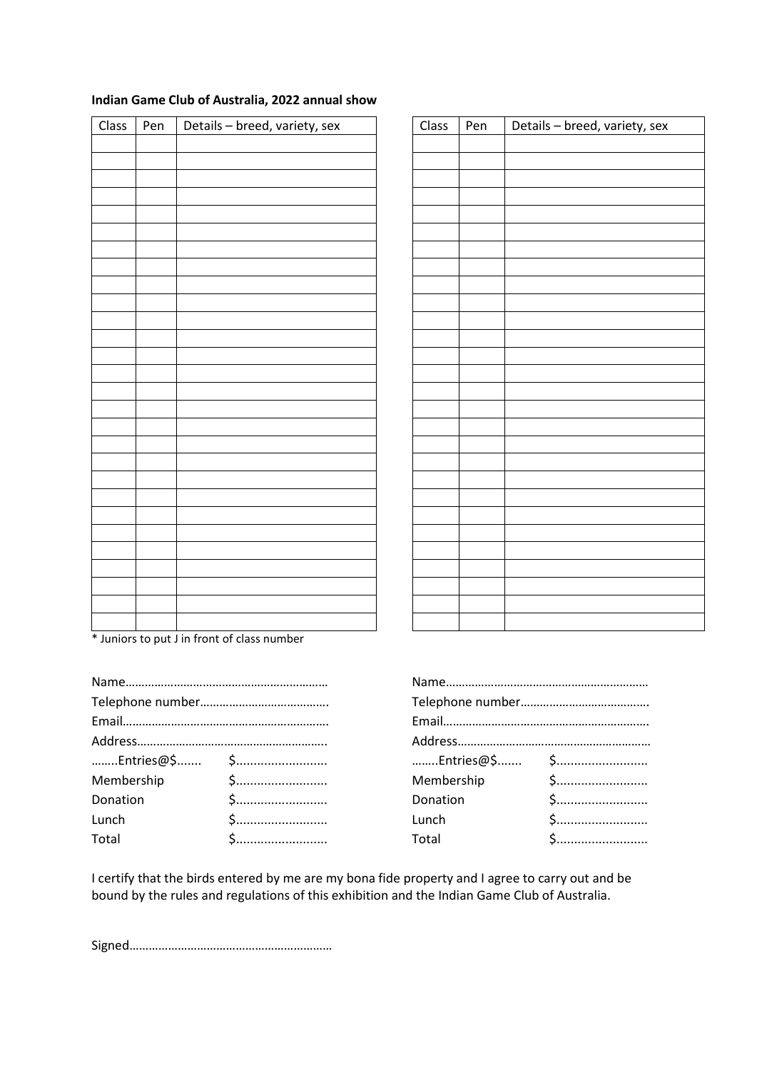**Indian Game Club of Australia, 2022 annual show**

| Class | Pen | Details – breed, variety, sex |
|---|---|---|
| | | |
| | | |
| | | |
| | | |
| | | |
| | | |
| | | |
| | | |
| | | |
| | | |
| | | |
| | | |
| | | |
| | | |
| | | |
| | | |
| | | |
| | | |
| | | |
| | | |
| | | |
| | | |
| | | |
| | | |
| | | |
| | | |
| | | |
| | | |

\* Juniors to put J in front of class number

Name…………………………………………………….
Telephone number…………………………………
Email……………………………………………………..
Address…………………………………………………
……..Entries@$....... $.........................
Membership $.........................
Donation $.........................
Lunch $.........................
Total $.........................

| Class | Pen | Details – breed, variety, sex |
|---|---|---|
| | | |
| | | |
| | | |
| | | |
| | | |
| | | |
| | | |
| | | |
| | | |
| | | |
| | | |
| | | |
| | | |
| | | |
| | | |
| | | |
| | | |
| | | |
| | | |
| | | |
| | | |
| | | |
| | | |
| | | |
| | | |
| | | |
| | | |
| | | |

Name…………………………………………………….
Telephone number…………………………………
Email……………………………………………………..
Address…………………………………………………
……..Entries@$....... $.........................
Membership $.........................
Donation $.........................
Lunch $.........................
Total $.........................

I certify that the birds entered by me are my bona fide property and I agree to carry out and be bound by the rules and regulations of this exhibition and the Indian Game Club of Australia.

Signed…………………………………………………….